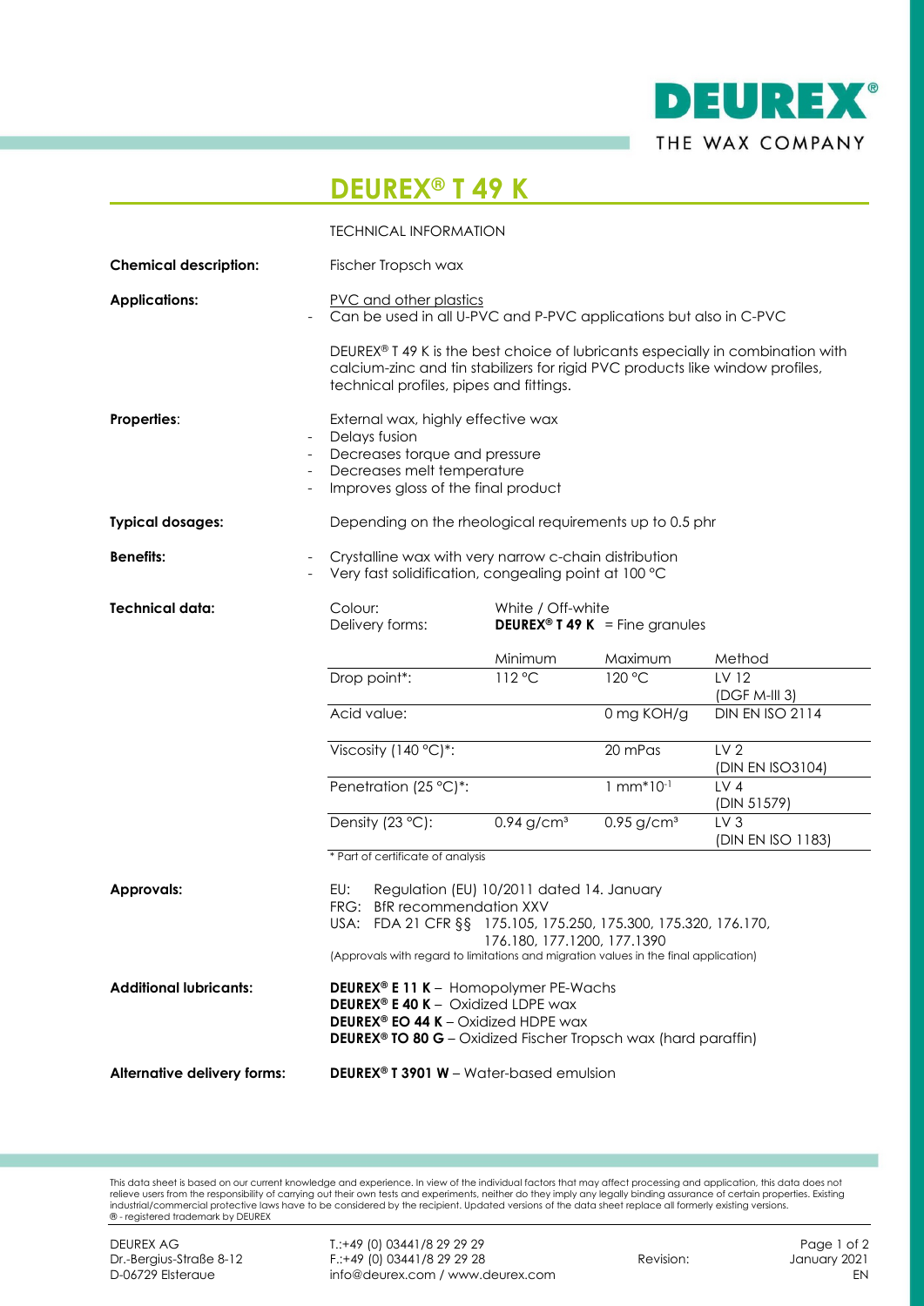# DEUREX® T 49 K

TECHNICAL INFORMATION

**Chemical description:** Fischer Tropsch wax

**Applications:**

PVC and other plastics

- Can be used in all U-PVC and P-PVC applications but also in C-PVC

DEUREX® T 49 K is the best choice of lubricants especially in combination with calcium-zinc and tin stabilizers for rigid PVC products like window profiles, technical profiles, pipes and fittings.

**Properties:**

External wax, highly effective wax

- Delays fusion
- Decreases torque and pressure
- Decreases melt temperature
- Improves gloss of the final product

**Typical dosages:** Depending on the rheological requirements up to 0.5 phr

**Benefits:**

- Crystalline wax with very narrow c-chain distribution
- Very fast solidification, congealing point at 100 °C

**Technical data:**

Colour: White / Off-white
Delivery forms: **DEUREX® T 49 K** = Fine granules

| | Minimum | Maximum | Method |
|---|---|---|---|
| Drop point*: | 112 °C | 120 °C | LV 12 (DGF M-III 3) |
| Acid value: | | 0 mg KOH/g | DIN EN ISO 2114 |
| Viscosity (140 °C)*: | | 20 mPas | LV 2 (DIN EN ISO3104) |
| Penetration (25 °C)*: | | 1 $mm*10^{-1}$ | LV 4 (DIN 51579) |
| Density (23 °C): | 0.94 $g/cm^3$ | 0.95 $g/cm^3$ | LV 3 (DIN EN ISO 1183) |

* Part of certificate of analysis

**Approvals:**

EU: Regulation (EU) 10/2011 dated 14. January
FRG: BfR recommendation XXV
USA: FDA 21 CFR §§ 175.105, 175.250, 175.300, 175.320, 176.170, 176.180, 177.1200, 177.1390

(Approvals with regard to limitations and migration values in the final application)

**Additional lubricants:**

**DEUREX® E 11 K** – Homopolymer PE-Wachs
**DEUREX® E 40 K** – Oxidized LDPE wax
**DEUREX® EO 44 K** – Oxidized HDPE wax
**DEUREX® TO 80 G** – Oxidized Fischer Tropsch wax (hard paraffin)

**Alternative delivery forms:** **DEUREX® T 3901 W** – Water-based emulsion

This data sheet is based on our current knowledge and experience. In view of the individual factors that may affect processing and application, this data does not relieve users from the responsibility of carrying out their own tests and experiments, neither do they imply any legally binding assurance of certain properties. Existing industrial/commercial protective laws have to be considered by the recipient. Updated versions of the data sheet replace all formerly existing versions.
® - registered trademark by DEUREX

DEUREX AG
Dr.-Bergius-Straße 8-12
D-06729 Elsteraue

T.:+49 (0) 03441/8 29 29 29
F.:+49 (0) 03441/8 29 29 28
info@deurex.com / www.deurex.com

Revision: January 2021
EN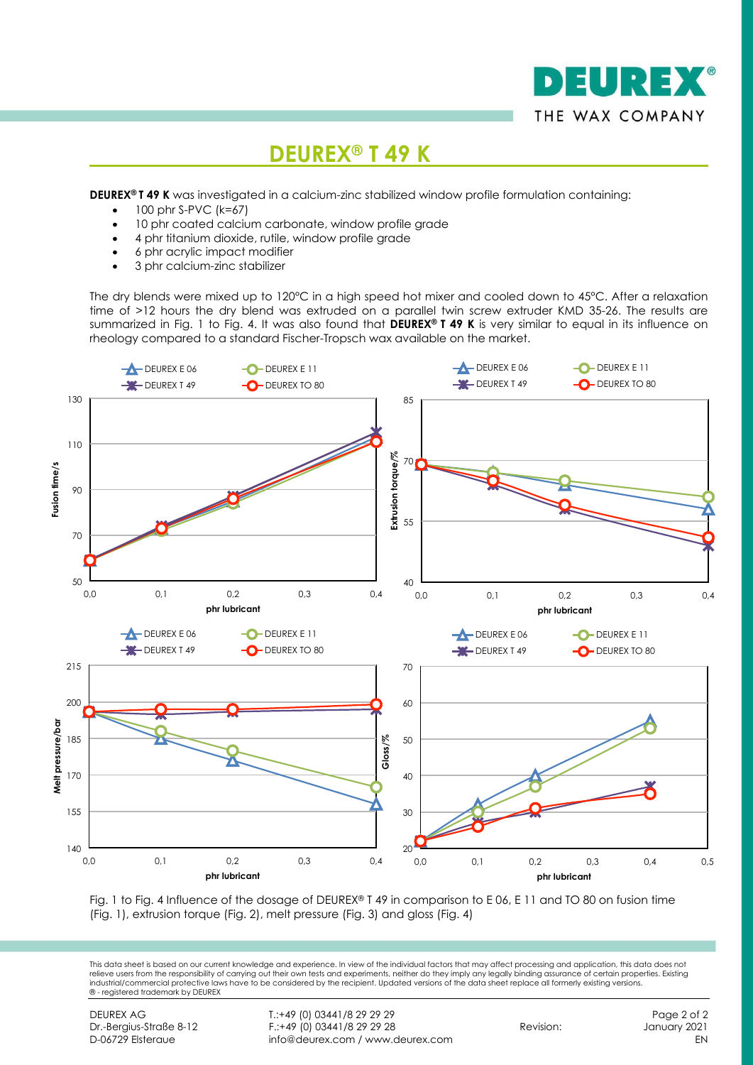# DEUREX® T 49 K

**DEUREX® T 49 K** was investigated in a calcium-zinc stabilized window profile formulation containing:

- 100 phr S-PVC (k=67)
- 10 phr coated calcium carbonate, window profile grade
- 4 phr titanium dioxide, rutile, window profile grade
- 6 phr acrylic impact modifier
- 3 phr calcium-zinc stabilizer

The dry blends were mixed up to 120°C in a high speed hot mixer and cooled down to 45°C. After a relaxation time of >12 hours the dry blend was extruded on a parallel twin screw extruder KMD 35-26. The results are summarized in Fig. 1 to Fig. 4. It was also found that **DEUREX® T 49 K** is very similar to equal in its influence on rheology compared to a standard Fischer-Tropsch wax available on the market.

DEUREX E 06
DEUREX E 11
DEUREX T 49
DEUREX TO 80

Fusion time/s
130
110
90
70
50
0,0 0,1 0,2 0,3 0,4
phr lubricant

Extrusion torque/%
85
70
55
40
0,0 0,1 0,2 0,3 0,4
phr lubricant

Melt pressure/bar
215
200
185
170
155
140
0,0 0,1 0,2 0,3 0,4
phr lubricant

Gloss/%
70
60
50
40
30
20
0,0 0,1 0,2 0,3 0,4 0,5
phr lubricant

Fig. 1 to Fig. 4 Influence of the dosage of DEUREX® T 49 in comparison to E 06, E 11 and TO 80 on fusion time (Fig. 1), extrusion torque (Fig. 2), melt pressure (Fig. 3) and gloss (Fig. 4)

This data sheet is based on our current knowledge and experience. In view of the individual factors that may affect processing and application, this data does not relieve users from the responsibility of carrying out their own tests and experiments, neither do they imply any legally binding assurance of certain properties. Existing industrial/commercial protective laws have to be considered by the recipient. Updated versions of the data sheet replace all formerly existing versions.
® - registered trademark by DEUREX

DEUREX AG
Dr.-Bergius-Straße 8-12
D-06729 Elsteraue

T.:+49 (0) 03441/8 29 29 29
F.:+49 (0) 03441/8 29 29 28
info@deurex.com / www.deurex.com

Revision:
January 2021
EN